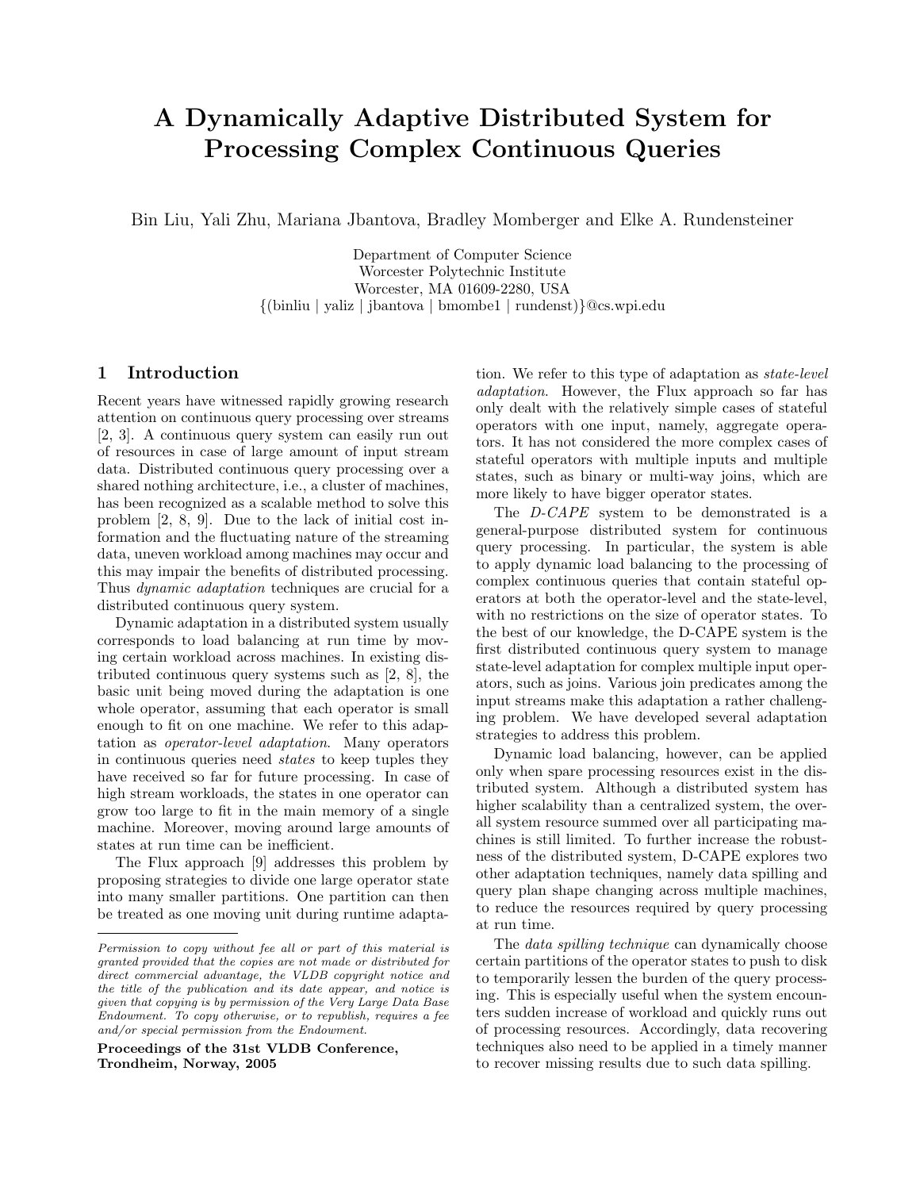# A Dynamically Adaptive Distributed System for Processing Complex Continuous Queries

Bin Liu, Yali Zhu, Mariana Jbantova, Bradley Momberger and Elke A. Rundensteiner

Department of Computer Science
Worcester Polytechnic Institute
Worcester, MA 01609-2280, USA
{(binliu | yaliz | jbantova | bmombe1 | rundenst)}@cs.wpi.edu

## 1 Introduction

Recent years have witnessed rapidly growing research attention on continuous query processing over streams [2, 3]. A continuous query system can easily run out of resources in case of large amount of input stream data. Distributed continuous query processing over a shared nothing architecture, i.e., a cluster of machines, has been recognized as a scalable method to solve this problem [2, 8, 9]. Due to the lack of initial cost information and the fluctuating nature of the streaming data, uneven workload among machines may occur and this may impair the benefits of distributed processing. Thus *dynamic adaptation* techniques are crucial for a distributed continuous query system.

Dynamic adaptation in a distributed system usually corresponds to load balancing at run time by moving certain workload across machines. In existing distributed continuous query systems such as [2, 8], the basic unit being moved during the adaptation is one whole operator, assuming that each operator is small enough to fit on one machine. We refer to this adaptation as *operator-level adaptation*. Many operators in continuous queries need *states* to keep tuples they have received so far for future processing. In case of high stream workloads, the states in one operator can grow too large to fit in the main memory of a single machine. Moreover, moving around large amounts of states at run time can be inefficient.

The Flux approach [9] addresses this problem by proposing strategies to divide one large operator state into many smaller partitions. One partition can then be treated as one moving unit during runtime adaptation. We refer to this type of adaptation as *state-level adaptation*. However, the Flux approach so far has only dealt with the relatively simple cases of stateful operators with one input, namely, aggregate operators. It has not considered the more complex cases of stateful operators with multiple inputs and multiple states, such as binary or multi-way joins, which are more likely to have bigger operator states.

The *D-CAPE* system to be demonstrated is a general-purpose distributed system for continuous query processing. In particular, the system is able to apply dynamic load balancing to the processing of complex continuous queries that contain stateful operators at both the operator-level and the state-level, with no restrictions on the size of operator states. To the best of our knowledge, the D-CAPE system is the first distributed continuous query system to manage state-level adaptation for complex multiple input operators, such as joins. Various join predicates among the input streams make this adaptation a rather challenging problem. We have developed several adaptation strategies to address this problem.

Dynamic load balancing, however, can be applied only when spare processing resources exist in the distributed system. Although a distributed system has higher scalability than a centralized system, the overall system resource summed over all participating machines is still limited. To further increase the robustness of the distributed system, D-CAPE explores two other adaptation techniques, namely data spilling and query plan shape changing across multiple machines, to reduce the resources required by query processing at run time.

The *data spilling technique* can dynamically choose certain partitions of the operator states to push to disk to temporarily lessen the burden of the query processing. This is especially useful when the system encounters sudden increase of workload and quickly runs out of processing resources. Accordingly, data recovering techniques also need to be applied in a timely manner to recover missing results due to such data spilling.

---

*Permission to copy without fee all or part of this material is granted provided that the copies are not made or distributed for direct commercial advantage, the VLDB copyright notice and the title of the publication and its date appear, and notice is given that copying is by permission of the Very Large Data Base Endowment. To copy otherwise, or to republish, requires a fee and/or special permission from the Endowment.*

**Proceedings of the 31st VLDB Conference, Trondheim, Norway, 2005**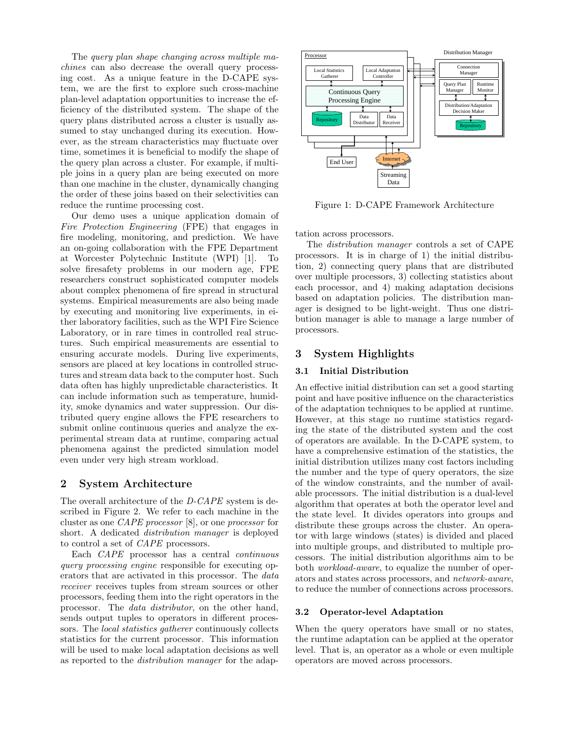The *query plan shape changing across multiple machines* can also decrease the overall query processing cost. As a unique feature in the D-CAPE system, we are the first to explore such cross-machine plan-level adaptation opportunities to increase the efficiency of the distributed system. The shape of the query plans distributed across a cluster is usually assumed to stay unchanged during its execution. However, as the stream characteristics may fluctuate over time, sometimes it is beneficial to modify the shape of the query plan across a cluster. For example, if multiple joins in a query plan are being executed on more than one machine in the cluster, dynamically changing the order of these joins based on their selectivities can reduce the runtime processing cost.

Our demo uses a unique application domain of *Fire Protection Engineering* (FPE) that engages in fire modeling, monitoring, and prediction. We have an on-going collaboration with the FPE Department at Worcester Polytechnic Institute (WPI) [1]. To solve firesafety problems in our modern age, FPE researchers construct sophisticated computer models about complex phenomena of fire spread in structural systems. Empirical measurements are also being made by executing and monitoring live experiments, in either laboratory facilities, such as the WPI Fire Science Laboratory, or in rare times in controlled real structures. Such empirical measurements are essential to ensuring accurate models. During live experiments, sensors are placed at key locations in controlled structures and stream data back to the computer host. Such data often has highly unpredictable characteristics. It can include information such as temperature, humidity, smoke dynamics and water suppression. Our distributed query engine allows the FPE researchers to submit online continuous queries and analyze the experimental stream data at runtime, comparing actual phenomena against the predicted simulation model even under very high stream workload.

## 2 System Architecture

The overall architecture of the *D-CAPE* system is described in Figure 2. We refer to each machine in the cluster as one *CAPE processor* [8], or one *processor* for short. A dedicated *distribution manager* is deployed to control a set of *CAPE* processors.

Each *CAPE* processor has a central *continuous query processing engine* responsible for executing operators that are activated in this processor. The *data receiver* receives tuples from stream sources or other processors, feeding them into the right operators in the processor. The *data distributor*, on the other hand, sends output tuples to operators in different processors. The *local statistics gatherer* continuously collects statistics for the current processor. This information will be used to make local adaptation decisions as well as reported to the *distribution manager* for the adaptation across processors.

Figure 1: D-CAPE Framework Architecture

The *distribution manager* controls a set of CAPE processors. It is in charge of 1) the initial distribution, 2) connecting query plans that are distributed over multiple processors, 3) collecting statistics about each processor, and 4) making adaptation decisions based on adaptation policies. The distribution manager is designed to be light-weight. Thus one distribution manager is able to manage a large number of processors.

## 3 System Highlights

### 3.1 Initial Distribution

An effective initial distribution can set a good starting point and have positive influence on the characteristics of the adaptation techniques to be applied at runtime. However, at this stage no runtime statistics regarding the state of the distributed system and the cost of operators are available. In the D-CAPE system, to have a comprehensive estimation of the statistics, the initial distribution utilizes many cost factors including the number and the type of query operators, the size of the window constraints, and the number of available processors. The initial distribution is a dual-level algorithm that operates at both the operator level and the state level. It divides operators into groups and distribute these groups across the cluster. An operator with large windows (states) is divided and placed into multiple groups, and distributed to multiple processors. The initial distribution algorithms aim to be both *workload-aware*, to equalize the number of operators and states across processors, and *network-aware*, to reduce the number of connections across processors.

### 3.2 Operator-level Adaptation

When the query operators have small or no states, the runtime adaptation can be applied at the operator level. That is, an operator as a whole or even multiple operators are moved across processors.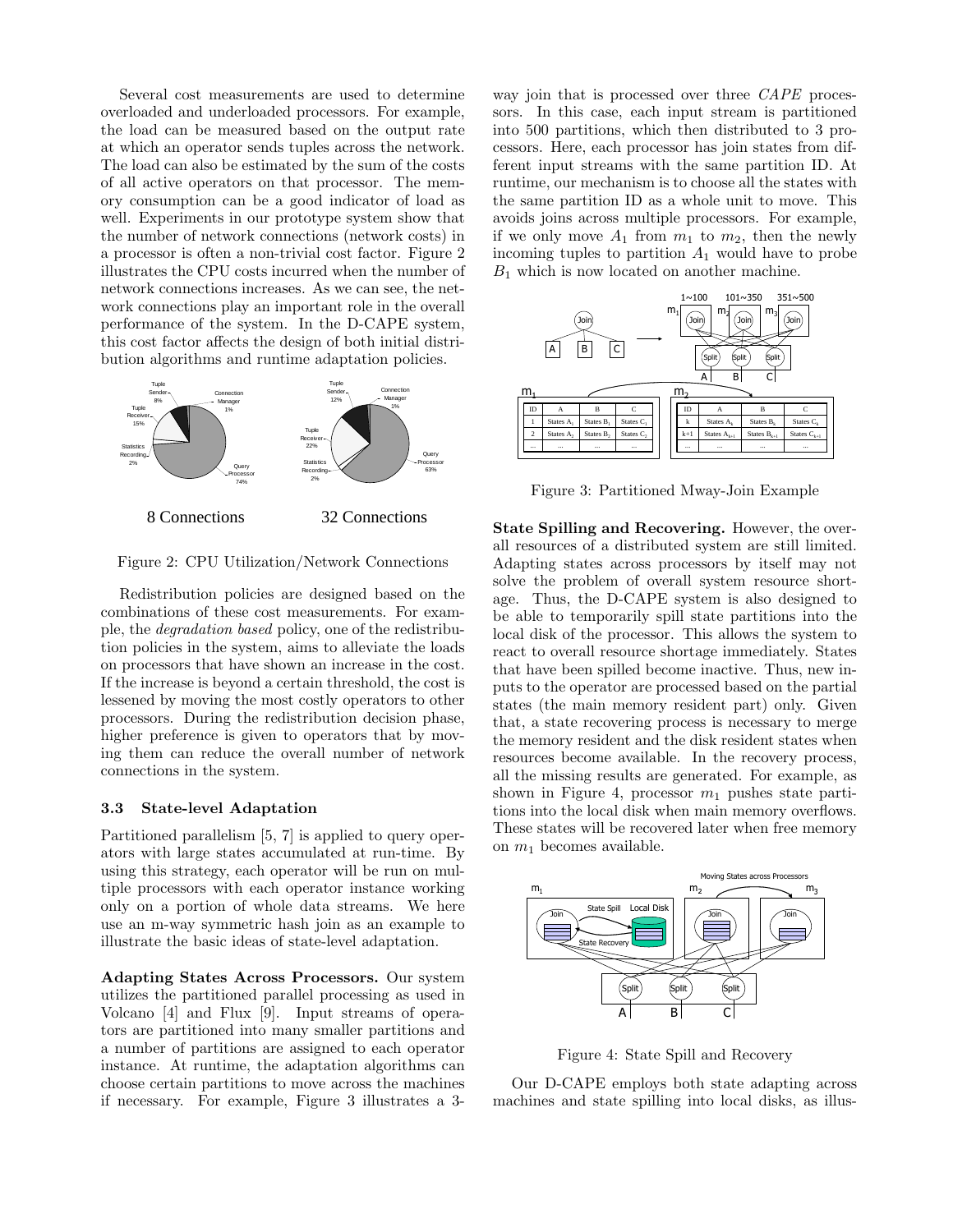Several cost measurements are used to determine overloaded and underloaded processors. For example, the load can be measured based on the output rate at which an operator sends tuples across the network. The load can also be estimated by the sum of the costs of all active operators on that processor. The memory consumption can be a good indicator of load as well. Experiments in our prototype system show that the number of network connections (network costs) in a processor is often a non-trivial cost factor. Figure 2 illustrates the CPU costs incurred when the number of network connections increases. As we can see, the network connections play an important role in the overall performance of the system. In the D-CAPE system, this cost factor affects the design of both initial distribution algorithms and runtime adaptation policies.

Figure 2: CPU Utilization/Network Connections

Redistribution policies are designed based on the combinations of these cost measurements. For example, the *degradation based* policy, one of the redistribution policies in the system, aims to alleviate the loads on processors that have shown an increase in the cost. If the increase is beyond a certain threshold, the cost is lessened by moving the most costly operators to other processors. During the redistribution decision phase, higher preference is given to operators that by moving them can reduce the overall number of network connections in the system.

### 3.3 State-level Adaptation

Partitioned parallelism [5, 7] is applied to query operators with large states accumulated at run-time. By using this strategy, each operator will be run on multiple processors with each operator instance working only on a portion of whole data streams. We here use an m-way symmetric hash join as an example to illustrate the basic ideas of state-level adaptation.

**Adapting States Across Processors.** Our system utilizes the partitioned parallel processing as used in Volcano [4] and Flux [9]. Input streams of operators are partitioned into many smaller partitions and a number of partitions are assigned to each operator instance. At runtime, the adaptation algorithms can choose certain partitions to move across the machines if necessary. For example, Figure 3 illustrates a 3-way join that is processed over three *CAPE* processors. In this case, each input stream is partitioned into 500 partitions, which then distributed to 3 processors. Here, each processor has join states from different input streams with the same partition ID. At runtime, our mechanism is to choose all the states with the same partition ID as a whole unit to move. This avoids joins across multiple processors. For example, if we only move $A_1$ from $m_1$ to $m_2$, then the newly incoming tuples to partition $A_1$ would have to probe $B_1$ which is now located on another machine.

Figure 3: Partitioned Mway-Join Example

**State Spilling and Recovering.** However, the overall resources of a distributed system are still limited. Adapting states across processors by itself may not solve the problem of overall system resource shortage. Thus, the D-CAPE system is also designed to be able to temporarily spill state partitions into the local disk of the processor. This allows the system to react to overall resource shortage immediately. States that have been spilled become inactive. Thus, new inputs to the operator are processed based on the partial states (the main memory resident part) only. Given that, a state recovering process is necessary to merge the memory resident and the disk resident states when resources become available. In the recovery process, all the missing results are generated. For example, as shown in Figure 4, processor $m_1$ pushes state partitions into the local disk when main memory overflows. These states will be recovered later when free memory on $m_1$ becomes available.

Figure 4: State Spill and Recovery

Our D-CAPE employs both state adapting across machines and state spilling into local disks, as illus-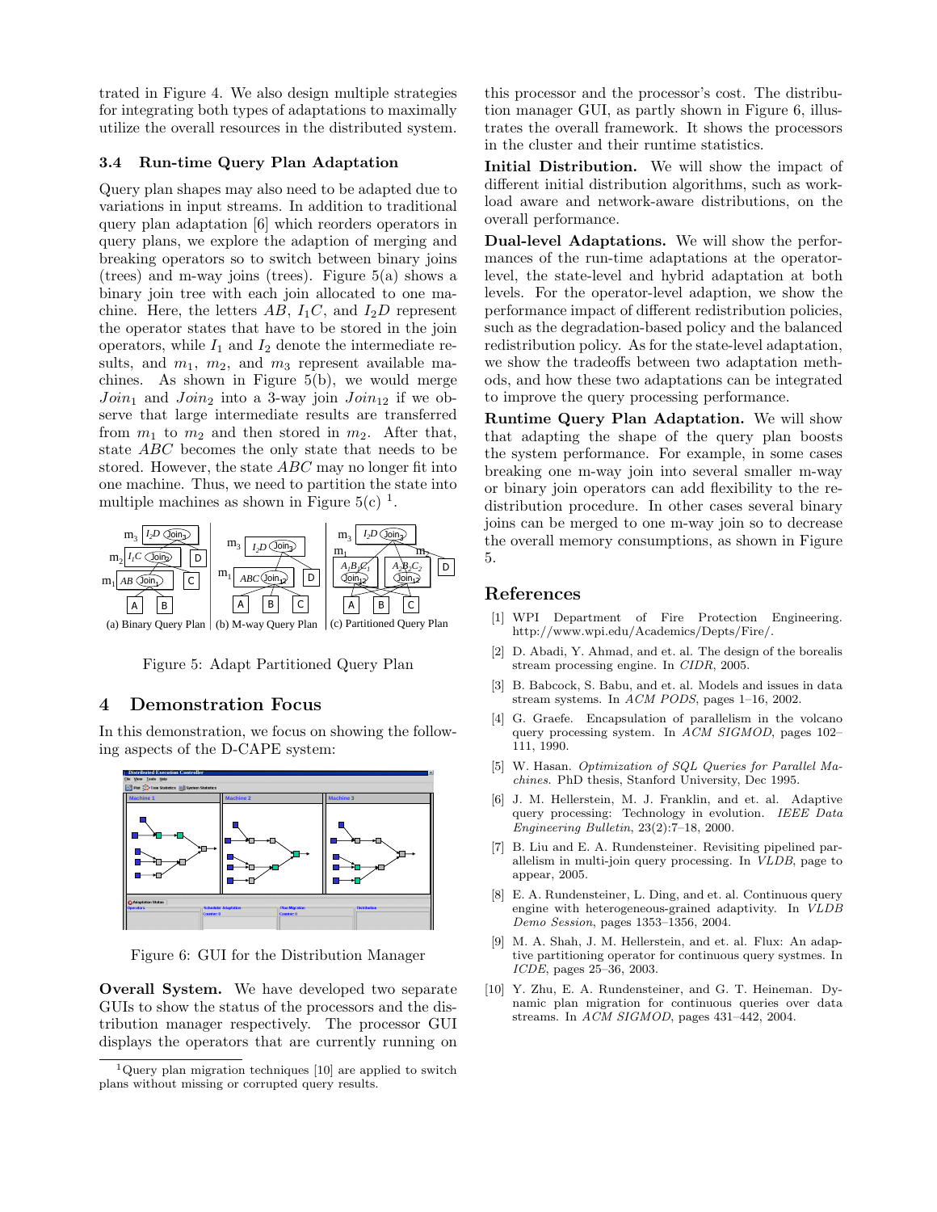trated in Figure 4. We also design multiple strategies for integrating both types of adaptations to maximally utilize the overall resources in the distributed system.

### 3.4 Run-time Query Plan Adaptation

Query plan shapes may also need to be adapted due to variations in input streams. In addition to traditional query plan adaptation [6] which reorders operators in query plans, we explore the adaption of merging and breaking operators so to switch between binary joins (trees) and m-way joins (trees). Figure 5(a) shows a binary join tree with each join allocated to one machine. Here, the letters $AB$, $I_1C$, and $I_2D$ represent the operator states that have to be stored in the join operators, while $I_1$ and $I_2$ denote the intermediate results, and $m_1$, $m_2$, and $m_3$ represent available machines. As shown in Figure 5(b), we would merge $Join_1$ and $Join_2$ into a 3-way join $Join_{12}$ if we observe that large intermediate results are transferred from $m_1$ to $m_2$ and then stored in $m_2$. After that, state $ABC$ becomes the only state that needs to be stored. However, the state $ABC$ may no longer fit into one machine. Thus, we need to partition the state into multiple machines as shown in Figure 5(c) [1].

(a) Binary Query Plan (b) M-way Query Plan (c) Partitioned Query Plan

Figure 5: Adapt Partitioned Query Plan

## 4 Demonstration Focus

In this demonstration, we focus on showing the following aspects of the D-CAPE system:

Figure 6: GUI for the Distribution Manager

**Overall System.** We have developed two separate GUIs to show the status of the processors and the distribution manager respectively. The processor GUI displays the operators that are currently running on this processor and the processor's cost. The distribution manager GUI, as partly shown in Figure 6, illustrates the overall framework. It shows the processors in the cluster and their runtime statistics.

**Initial Distribution.** We will show the impact of different initial distribution algorithms, such as workload aware and network-aware distributions, on the overall performance.

**Dual-level Adaptations.** We will show the performances of the run-time adaptations at the operator-level, the state-level and hybrid adaptation at both levels. For the operator-level adaption, we show the performance impact of different redistribution policies, such as the degradation-based policy and the balanced redistribution policy. As for the state-level adaptation, we show the tradeoffs between two adaptation methods, and how these two adaptations can be integrated to improve the query processing performance.

**Runtime Query Plan Adaptation.** We will show that adapting the shape of the query plan boosts the system performance. For example, in some cases breaking one m-way join into several smaller m-way or binary join operators can add flexibility to the redistribution procedure. In other cases several binary joins can be merged to one m-way join so to decrease the overall memory consumptions, as shown in Figure 5.

[1] Query plan migration techniques [10] are applied to switch plans without missing or corrupted query results.

## References

[1] WPI Department of Fire Protection Engineering. http://www.wpi.edu/Academics/Depts/Fire/.

[2] D. Abadi, Y. Ahmad, and et. al. The design of the borealis stream processing engine. In *CIDR*, 2005.

[3] B. Babcock, S. Babu, and et. al. Models and issues in data stream systems. In *ACM PODS*, pages 1–16, 2002.

[4] G. Graefe. Encapsulation of parallelism in the volcano query processing system. In *ACM SIGMOD*, pages 102–111, 1990.

[5] W. Hasan. *Optimization of SQL Queries for Parallel Machines*. PhD thesis, Stanford University, Dec 1995.

[6] J. M. Hellerstein, M. J. Franklin, and et. al. Adaptive query processing: Technology in evolution. *IEEE Data Engineering Bulletin*, 23(2):7–18, 2000.

[7] B. Liu and E. A. Rundensteiner. Revisiting pipelined parallelism in multi-join query processing. In *VLDB*, page to appear, 2005.

[8] E. A. Rundensteiner, L. Ding, and et. al. Continuous query engine with heterogeneous-grained adaptivity. In *VLDB Demo Session*, pages 1353–1356, 2004.

[9] M. A. Shah, J. M. Hellerstein, and et. al. Flux: An adaptive partitioning operator for continuous query systmes. In *ICDE*, pages 25–36, 2003.

[10] Y. Zhu, E. A. Rundensteiner, and G. T. Heineman. Dynamic plan migration for continuous queries over data streams. In *ACM SIGMOD*, pages 431–442, 2004.